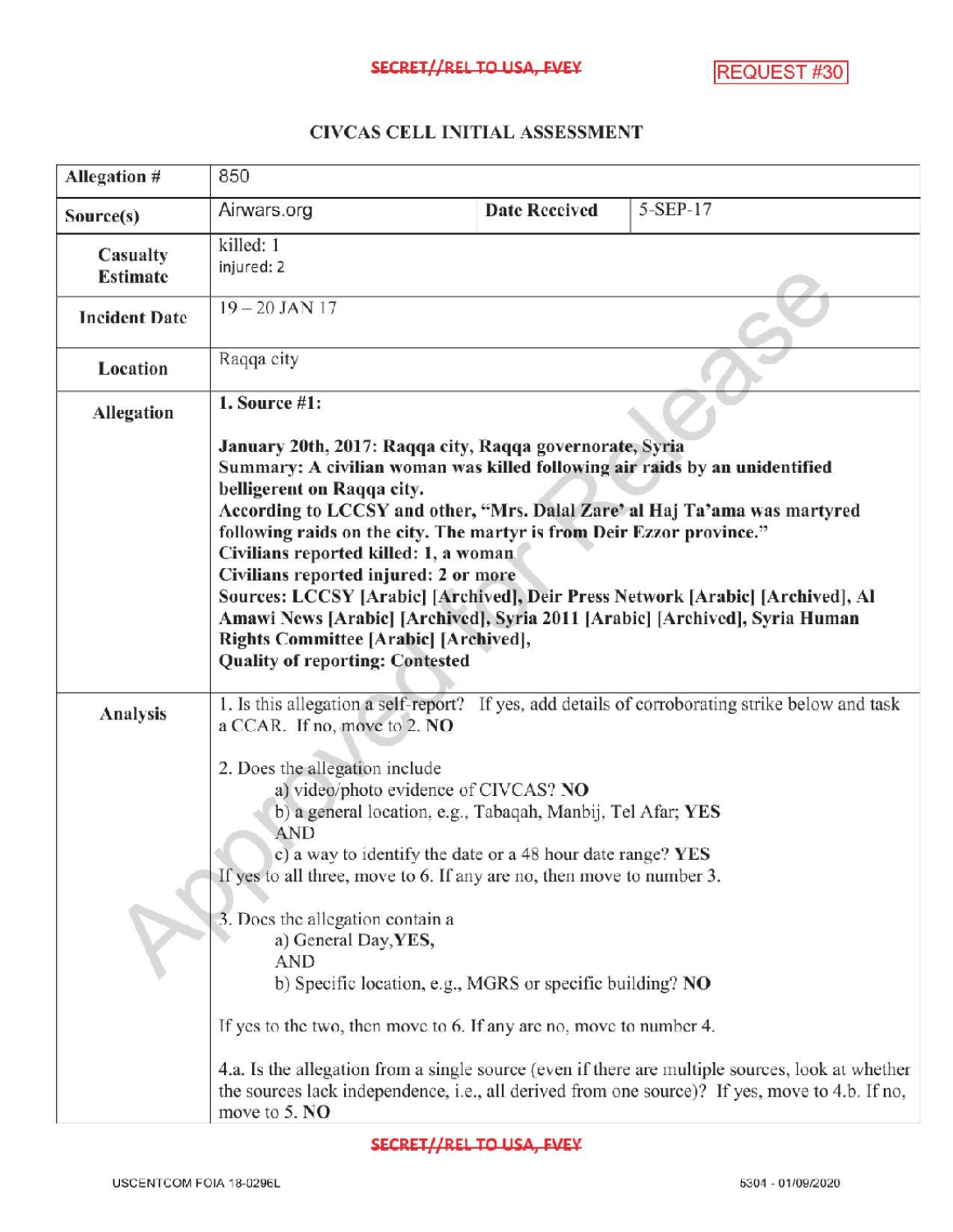SECRET//REL TO USA, FVEY

REQUEST #30

## CIVCAS CELL INITIAL ASSESSMENT

| Allegation # | 850 | | |
|---|---|---|---|
| Source(s) | Airwars.org | Date Received | 5-SEP-17 |
| Casualty Estimate | killed: 1<br>injured: 2 | | |
| Incident Date | 19 – 20 JAN 17 | | |
| Location | Raqqa city | | |
| Allegation | **1. Source #1:**<br><br>**January 20th, 2017: Raqqa city, Raqqa governorate, Syria**<br>**Summary: A civilian woman was killed following air raids by an unidentified belligerent on Raqqa city.**<br>**According to LCCSY and other, "Mrs. Dalal Zare' al Haj Ta'ama was martyred following raids on the city. The martyr is from Deir Ezzor province."**<br>**Civilians reported killed: 1, a woman**<br>**Civilians reported injured: 2 or more**<br>**Sources: LCCSY [Arabic] [Archived], Deir Press Network [Arabic] [Archived], Al Amawi News [Arabic] [Archived], Syria 2011 [Arabic] [Archived], Syria Human Rights Committee [Arabic] [Archived],**<br>**Quality of reporting: Contested** | | |
| Analysis | 1. Is this allegation a self-report? If yes, add details of corroborating strike below and task a CCAR. If no, move to 2. **NO**<br><br>2. Does the allegation include<br>a) video/photo evidence of CIVCAS? **NO**<br>b) a general location, e.g., Tabaqah, Manbij, Tel Afar; **YES**<br>AND<br>c) a way to identify the date or a 48 hour date range? **YES**<br>If yes to all three, move to 6. If any are no, then move to number 3.<br><br>3. Does the allegation contain a<br>a) General Day, **YES**,<br>AND<br>b) Specific location, e.g., MGRS or specific building? **NO**<br><br>If yes to the two, then move to 6. If any are no, move to number 4.<br><br>4.a. Is the allegation from a single source (even if there are multiple sources, look at whether the sources lack independence, i.e., all derived from one source)? If yes, move to 4.b. If no, move to 5. **NO** | | |

SECRET//REL TO USA, FVEY

USCENTCOM FOIA 18-0296L

5304 - 01/09/2020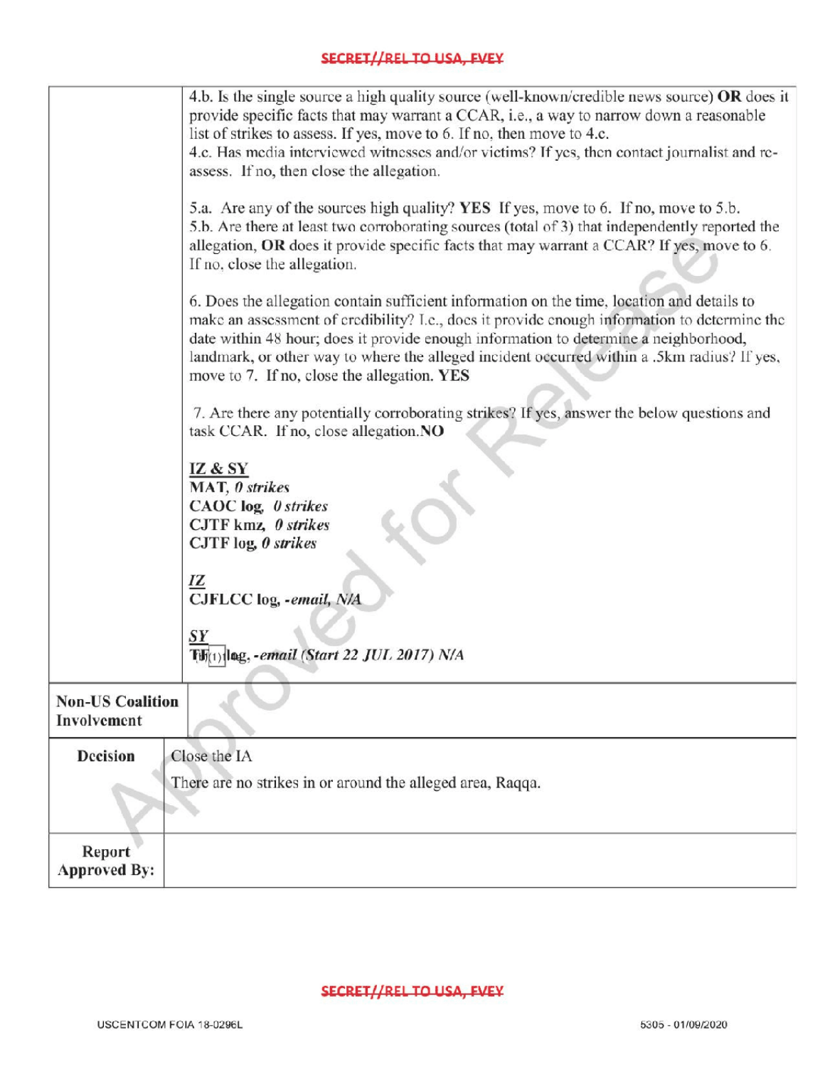| | |
|---|---|
| | 4.b. Is the single source a high quality source (well-known/credible news source) **OR** does it provide specific facts that may warrant a CCAR, i.e., a way to narrow down a reasonable list of strikes to assess. If yes, move to 6. If no, then move to 4.c.<br>4.c. Has media interviewed witnesses and/or victims? If yes, then contact journalist and re-assess. If no, then close the allegation.<br><br>5.a. Are any of the sources high quality? **YES** If yes, move to 6. If no, move to 5.b.<br>5.b. Are there at least two corroborating sources (total of 3) that independently reported the allegation, **OR** does it provide specific facts that may warrant a CCAR? If yes, move to 6. If no, close the allegation.<br><br>6. Does the allegation contain sufficient information on the time, location and details to make an assessment of credibility? I.e., does it provide enough information to determine the date within 48 hour; does it provide enough information to determine a neighborhood, landmark, or other way to where the alleged incident occurred within a .5km radius? If yes, move to 7. If no, close the allegation. **YES**<br><br>7. Are there any potentially corroborating strikes? If yes, answer the below questions and task CCAR. If no, close allegation.**NO**<br><br>**IZ & SY**<br>**MAT**, ***0 strikes***<br>**CAOC log**, ***0 strikes***<br>**CJTF kmz**, ***0 strikes***<br>**CJTF log**, ***0 strikes***<br><br>***IZ***<br>**CJFLCC log**, ***-email, N/A***<br><br>***SY***<br>**TF(b)(1) log**, ***-email (Start 22 JUL 2017) N/A*** |
| **Non-US Coalition Involvement** | |
| **Decision** | Close the IA<br><br>There are no strikes in or around the alleged area, Raqqa. |
| **Report Approved By:** | |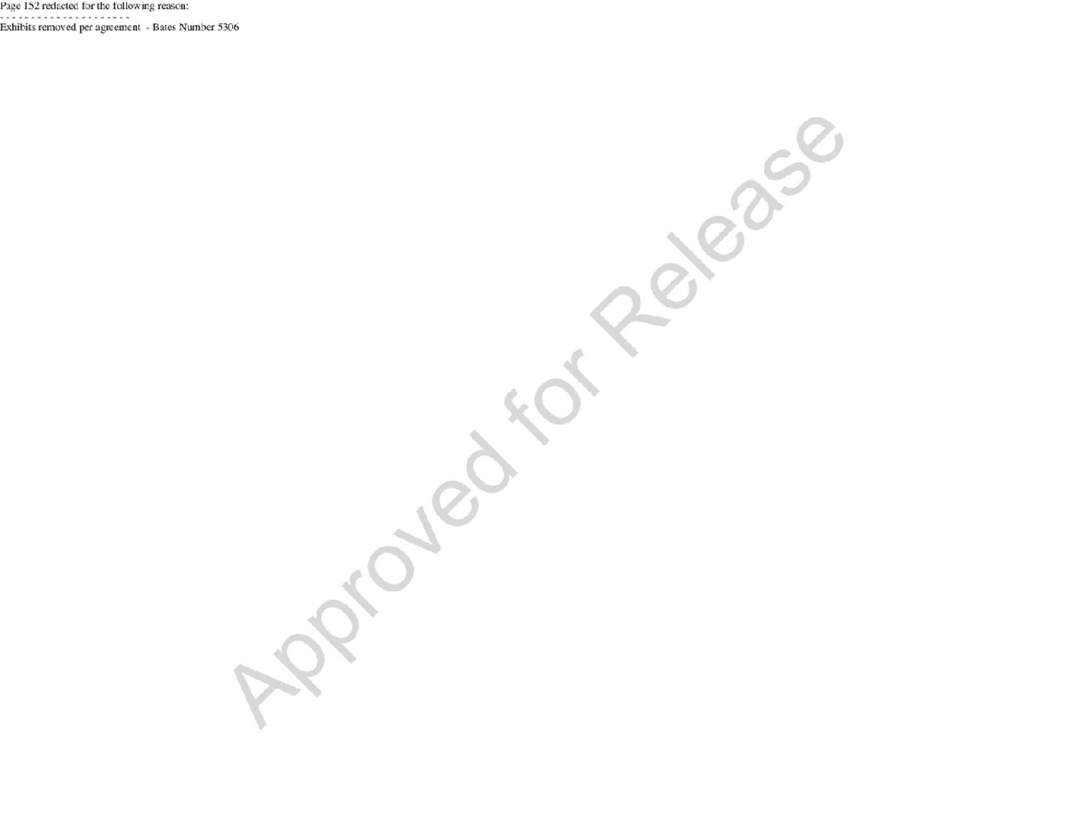Page 152 redacted for the following reason:

- - - - - - - - - - - - - - - - - - - -

Exhibits removed per agreement - Bates Number 5306

Approved for Release